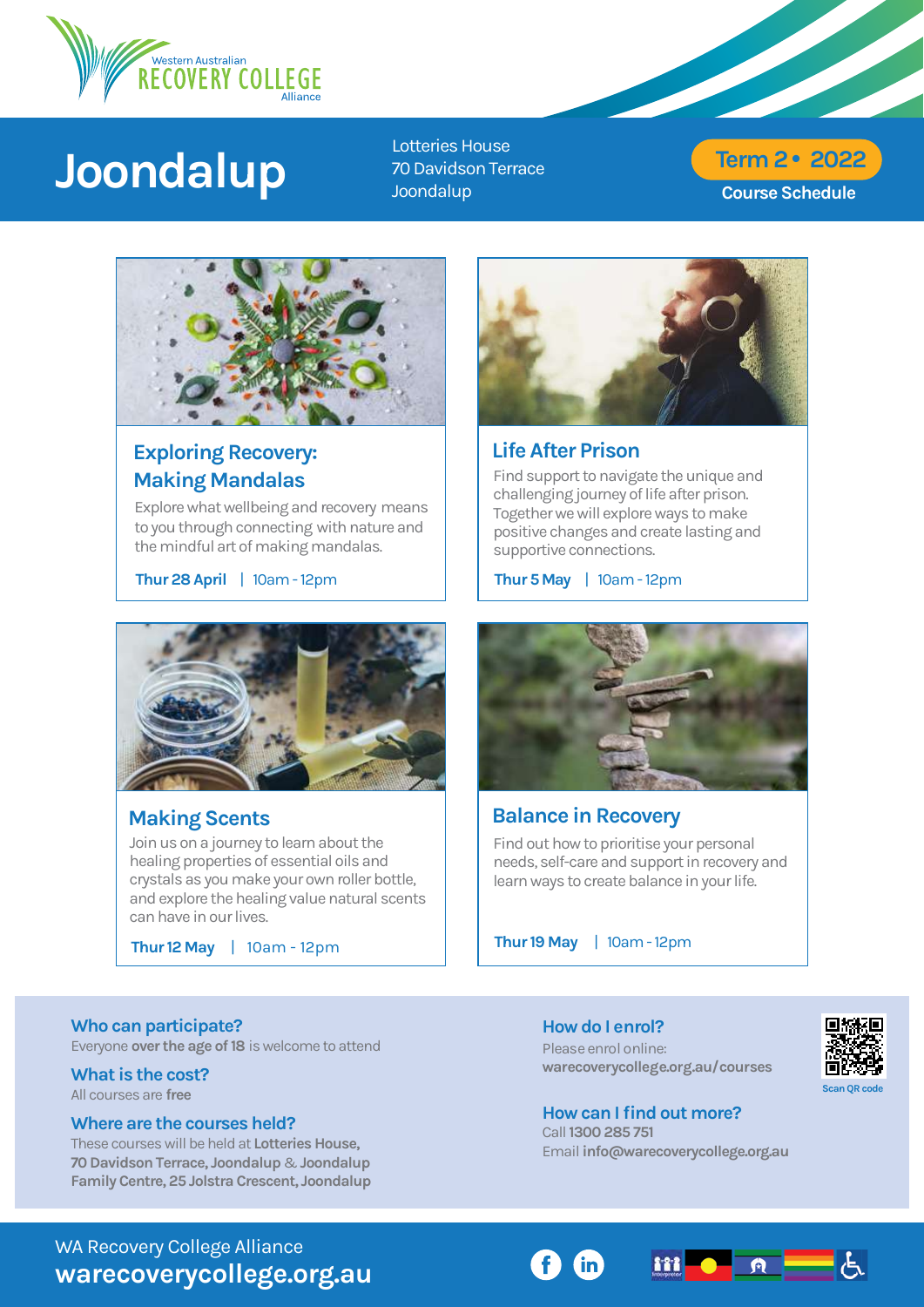Western Australian RECOVERY COLLEGE Alliance

# Joondalup

Lotteries House
70 Davidson Terrace
Joondalup

**Term 2 • 2022**
**Course Schedule**

## Exploring Recovery: Making Mandalas

Explore what wellbeing and recovery means to you through connecting with nature and the mindful art of making mandalas.

**Thur 28 April** | 10am - 12pm

## Life After Prison

Find support to navigate the unique and challenging journey of life after prison. Together we will explore ways to make positive changes and create lasting and supportive connections.

**Thur 5 May** | 10am - 12pm

## Making Scents

Join us on a journey to learn about the healing properties of essential oils and crystals as you make your own roller bottle, and explore the healing value natural scents can have in our lives.

**Thur 12 May** | 10am - 12pm

## Balance in Recovery

Find out how to prioritise your personal needs, self-care and support in recovery and learn ways to create balance in your life.

**Thur 19 May** | 10am - 12pm

### Who can participate?

Everyone **over the age of 18** is welcome to attend

### What is the cost?

All courses are **free**

### Where are the courses held?

These courses will be held at **Lotteries House, 70 Davidson Terrace, Joondalup** & **Joondalup Family Centre, 25 Jolstra Crescent, Joondalup**

### How do I enrol?

Please enrol online:
**warecoverycollege.org.au/courses**

Scan QR code

### How can I find out more?

Call **1300 285 751**
Email **info@warecoverycollege.org.au**

WA Recovery College Alliance
**warecoverycollege.org.au**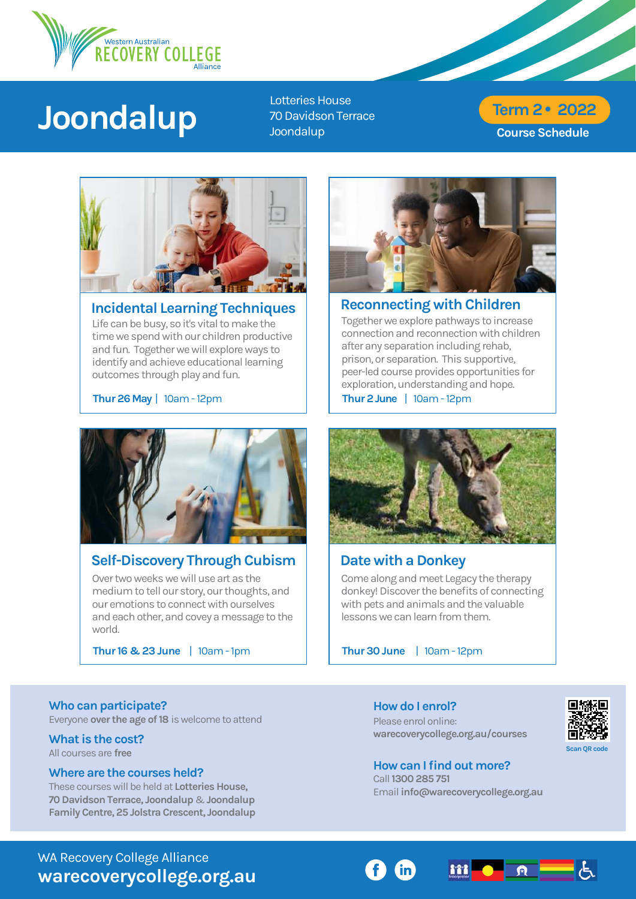Western Australian RECOVERY COLLEGE Alliance

# Joondalup

Lotteries House
70 Davidson Terrace
Joondalup

**Term 2 • 2022**
**Course Schedule**

## Incidental Learning Techniques

Life can be busy, so it's vital to make the time we spend with our children productive and fun. Together we will explore ways to identify and achieve educational learning outcomes through play and fun.

**Thur 26 May** | 10am - 12pm

## Reconnecting with Children

Together we explore pathways to increase connection and reconnection with children after any separation including rehab, prison, or separation. This supportive, peer-led course provides opportunities for exploration, understanding and hope.

**Thur 2 June** | 10am - 12pm

## Self-Discovery Through Cubism

Over two weeks we will use art as the medium to tell our story, our thoughts, and our emotions to connect with ourselves and each other, and covey a message to the world.

**Thur 16 & 23 June** | 10am - 1pm

## Date with a Donkey

Come along and meet Legacy the therapy donkey! Discover the benefits of connecting with pets and animals and the valuable lessons we can learn from them.

**Thur 30 June** | 10am - 12pm

### Who can participate?

Everyone **over the age of 18** is welcome to attend

### What is the cost?

All courses are **free**

### Where are the courses held?

These courses will be held at **Lotteries House, 70 Davidson Terrace, Joondalup** & **Joondalup Family Centre, 25 Jolstra Crescent, Joondalup**

### How do I enrol?

Please enrol online:
**warecoverycollege.org.au/courses**

Scan QR code

### How can I find out more?

Call **1300 285 751**
Email **info@warecoverycollege.org.au**

WA Recovery College Alliance
**warecoverycollege.org.au**